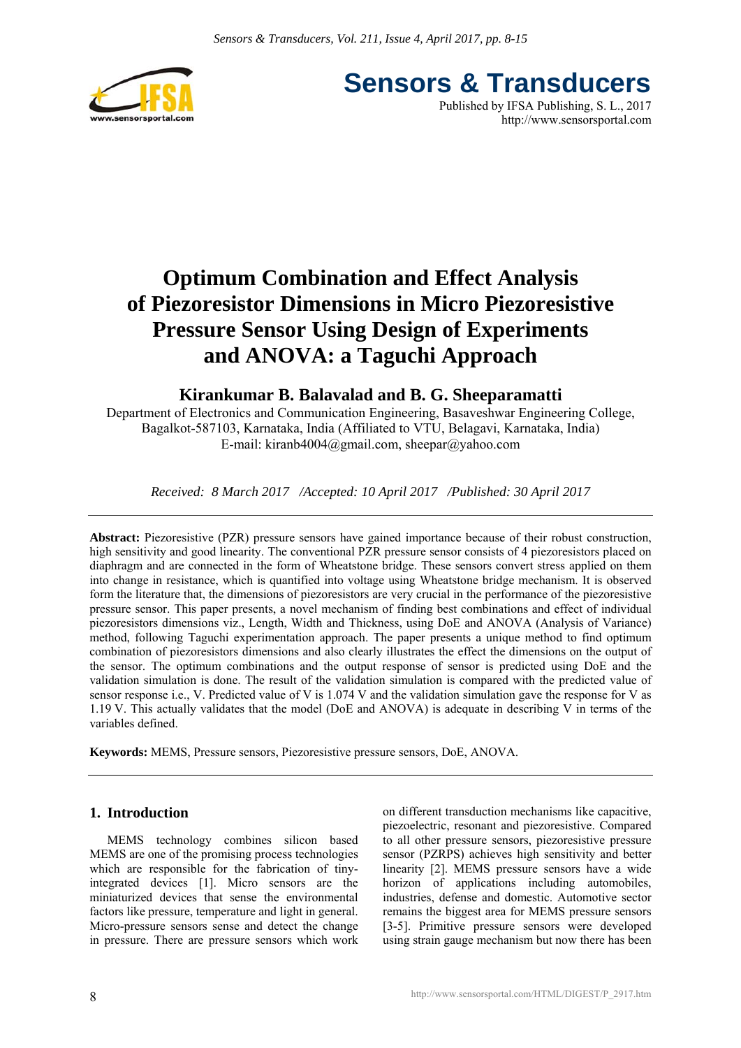# Optimum Combination and Effect Analysis of Piezoresistor Dimensions in Micro Piezoresistive Pressure Sensor Using Design of Experiments and ANOVA: a Taguchi Approach

**Kirankumar B. Balavalad and B. G. Sheeparamatti**

Department of Electronics and Communication Engineering, Basaveshwar Engineering College, Bagalkot-587103, Karnataka, India (Affiliated to VTU, Belagavi, Karnataka, India)
E-mail: kiranb4004@gmail.com, sheepar@yahoo.com

*Received: 8 March 2017 /Accepted: 10 April 2017 /Published: 30 April 2017*

**Abstract:** Piezoresistive (PZR) pressure sensors have gained importance because of their robust construction, high sensitivity and good linearity. The conventional PZR pressure sensor consists of 4 piezoresistors placed on diaphragm and are connected in the form of Wheatstone bridge. These sensors convert stress applied on them into change in resistance, which is quantified into voltage using Wheatstone bridge mechanism. It is observed form the literature that, the dimensions of piezoresistors are very crucial in the performance of the piezoresistive pressure sensor. This paper presents, a novel mechanism of finding best combinations and effect of individual piezoresistors dimensions viz., Length, Width and Thickness, using DoE and ANOVA (Analysis of Variance) method, following Taguchi experimentation approach. The paper presents a unique method to find optimum combination of piezoresistors dimensions and also clearly illustrates the effect the dimensions on the output of the sensor. The optimum combinations and the output response of sensor is predicted using DoE and the validation simulation is done. The result of the validation simulation is compared with the predicted value of sensor response i.e., V. Predicted value of V is 1.074 V and the validation simulation gave the response for V as 1.19 V. This actually validates that the model (DoE and ANOVA) is adequate in describing V in terms of the variables defined.

**Keywords:** MEMS, Pressure sensors, Piezoresistive pressure sensors, DoE, ANOVA.

## 1. Introduction

MEMS technology combines silicon based MEMS are one of the promising process technologies which are responsible for the fabrication of tiny-integrated devices [1]. Micro sensors are the miniaturized devices that sense the environmental factors like pressure, temperature and light in general. Micro-pressure sensors sense and detect the change in pressure. There are pressure sensors which work on different transduction mechanisms like capacitive, piezoelectric, resonant and piezoresistive. Compared to all other pressure sensors, piezoresistive pressure sensor (PZRPS) achieves high sensitivity and better linearity [2]. MEMS pressure sensors have a wide horizon of applications including automobiles, industries, defense and domestic. Automotive sector remains the biggest area for MEMS pressure sensors [3-5]. Primitive pressure sensors were developed using strain gauge mechanism but now there has been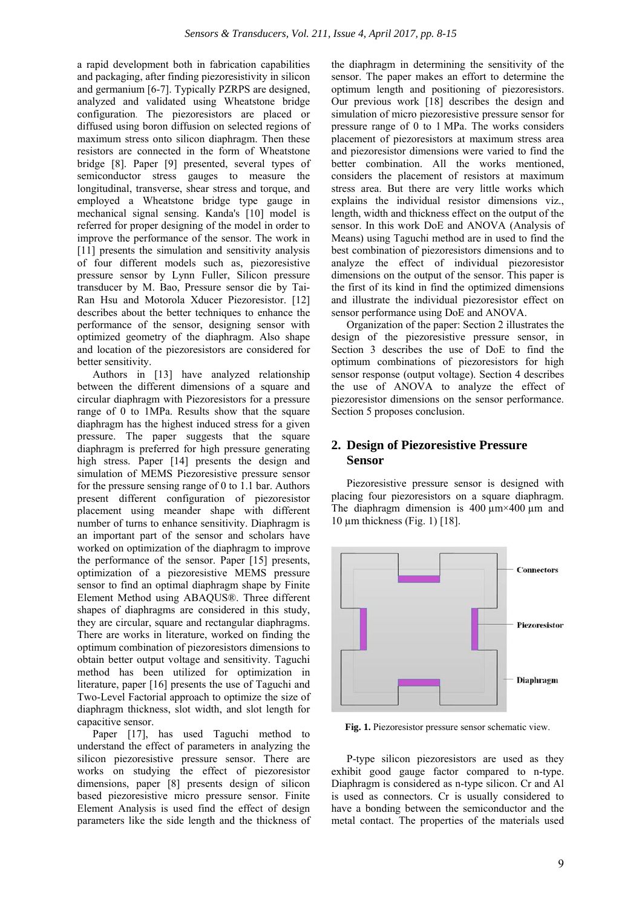a rapid development both in fabrication capabilities and packaging, after finding piezoresistivity in silicon and germanium [6-7]. Typically PZRPS are designed, analyzed and validated using Wheatstone bridge configuration. The piezoresistors are placed or diffused using boron diffusion on selected regions of maximum stress onto silicon diaphragm. Then these resistors are connected in the form of Wheatstone bridge [8]. Paper [9] presented, several types of semiconductor stress gauges to measure the longitudinal, transverse, shear stress and torque, and employed a Wheatstone bridge type gauge in mechanical signal sensing. Kanda's [10] model is referred for proper designing of the model in order to improve the performance of the sensor. The work in [11] presents the simulation and sensitivity analysis of four different models such as, piezoresistive pressure sensor by Lynn Fuller, Silicon pressure transducer by M. Bao, Pressure sensor die by Tai-Ran Hsu and Motorola Xducer Piezoresistor. [12] describes about the better techniques to enhance the performance of the sensor, designing sensor with optimized geometry of the diaphragm. Also shape and location of the piezoresistors are considered for better sensitivity.

Authors in [13] have analyzed relationship between the different dimensions of a square and circular diaphragm with Piezoresistors for a pressure range of 0 to 1MPa. Results show that the square diaphragm has the highest induced stress for a given pressure. The paper suggests that the square diaphragm is preferred for high pressure generating high stress. Paper [14] presents the design and simulation of MEMS Piezoresistive pressure sensor for the pressure sensing range of 0 to 1.1 bar. Authors present different configuration of piezoresistor placement using meander shape with different number of turns to enhance sensitivity. Diaphragm is an important part of the sensor and scholars have worked on optimization of the diaphragm to improve the performance of the sensor. Paper [15] presents, optimization of a piezoresistive MEMS pressure sensor to find an optimal diaphragm shape by Finite Element Method using ABAQUS®. Three different shapes of diaphragms are considered in this study, they are circular, square and rectangular diaphragms. There are works in literature, worked on finding the optimum combination of piezoresistors dimensions to obtain better output voltage and sensitivity. Taguchi method has been utilized for optimization in literature, paper [16] presents the use of Taguchi and Two-Level Factorial approach to optimize the size of diaphragm thickness, slot width, and slot length for capacitive sensor.

Paper [17], has used Taguchi method to understand the effect of parameters in analyzing the silicon piezoresistive pressure sensor. There are works on studying the effect of piezoresistor dimensions, paper [8] presents design of silicon based piezoresistive micro pressure sensor. Finite Element Analysis is used find the effect of design parameters like the side length and the thickness of the diaphragm in determining the sensitivity of the sensor. The paper makes an effort to determine the optimum length and positioning of piezoresistors. Our previous work [18] describes the design and simulation of micro piezoresistive pressure sensor for pressure range of 0 to 1 MPa. The works considers placement of piezoresistors at maximum stress area and piezoresistor dimensions were varied to find the better combination. All the works mentioned, considers the placement of resistors at maximum stress area. But there are very little works which explains the individual resistor dimensions viz., length, width and thickness effect on the output of the sensor. In this work DoE and ANOVA (Analysis of Means) using Taguchi method are in used to find the best combination of piezoresistors dimensions and to analyze the effect of individual piezoresistor dimensions on the output of the sensor. This paper is the first of its kind in find the optimized dimensions and illustrate the individual piezoresistor effect on sensor performance using DoE and ANOVA.

Organization of the paper: Section 2 illustrates the design of the piezoresistive pressure sensor, in Section 3 describes the use of DoE to find the optimum combinations of piezoresistors for high sensor response (output voltage). Section 4 describes the use of ANOVA to analyze the effect of piezoresistor dimensions on the sensor performance. Section 5 proposes conclusion.

## 2. Design of Piezoresistive Pressure Sensor

Piezoresistive pressure sensor is designed with placing four piezoresistors on a square diaphragm. The diaphragm dimension is 400 µm×400 µm and 10 µm thickness (Fig. 1) [18].

Connectors

Piezoresistor

Diaphragm

**Fig. 1.** Piezoresistor pressure sensor schematic view.

P-type silicon piezoresistors are used as they exhibit good gauge factor compared to n-type. Diaphragm is considered as n-type silicon. Cr and Al is used as connectors. Cr is usually considered to have a bonding between the semiconductor and the metal contact. The properties of the materials used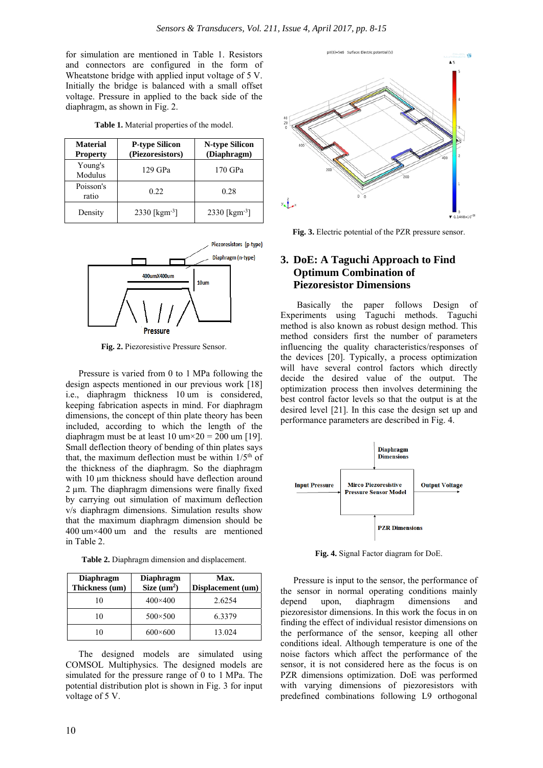for simulation are mentioned in Table 1. Resistors and connectors are configured in the form of Wheatstone bridge with applied input voltage of 5 V. Initially the bridge is balanced with a small offset voltage. Pressure in applied to the back side of the diaphragm, as shown in Fig. 2.

**Table 1.** Material properties of the model.

| Material Property | P-type Silicon (Piezoresistors) | N-type Silicon (Diaphragm) |
|---|---|---|
| Young's Modulus | 129 GPa | 170 GPa |
| Poisson's ratio | 0.22 | 0.28 |
| Density | 2330 [kgm$^{-3}$] | 2330 [kgm$^{-3}$] |

Piezoresistors (p-type)
Diaphragm (n-type)
400umX400um
10um
Pressure

**Fig. 2.** Piezoresistive Pressure Sensor.

Pressure is varied from 0 to 1 MPa following the design aspects mentioned in our previous work [18] i.e., diaphragm thickness 10 um is considered, keeping fabrication aspects in mind. For diaphragm dimensions, the concept of thin plate theory has been included, according to which the length of the diaphragm must be at least 10 um×20 = 200 um [19]. Small deflection theory of bending of thin plates says that, the maximum deflection must be within 1/5$^{th}$ of the thickness of the diaphragm. So the diaphragm with 10 µm thickness should have deflection around 2 µm. The diaphragm dimensions were finally fixed by carrying out simulation of maximum deflection v/s diaphragm dimensions. Simulation results show that the maximum diaphragm dimension should be 400 um×400 um and the results are mentioned in Table 2.

**Table 2.** Diaphragm dimension and displacement.

| Diaphragm Thickness (um) | Diaphragm Size (um$^2$) | Max. Displacement (um) |
|---|---|---|
| 10 | 400×400 | 2.6254 |
| 10 | 500×500 | 6.3379 |
| 10 | 600×600 | 13.024 |

The designed models are simulated using COMSOL Multiphysics. The designed models are simulated for the pressure range of 0 to 1 MPa. The potential distribution plot is shown in Fig. 3 for input voltage of 5 V.

p0(6)=5e6 Surface: Electric potential (V)
▲5
5
4
3
2
1
0
▼-1.1468×10$^{-19}$
400
200
0
400
200
0 0
46
20
0

**Fig. 3.** Electric potential of the PZR pressure sensor.

## 3. DoE: A Taguchi Approach to Find Optimum Combination of Piezoresistor Dimensions

Basically the paper follows Design of Experiments using Taguchi methods. Taguchi method is also known as robust design method. This method considers first the number of parameters influencing the quality characteristics/responses of the devices [20]. Typically, a process optimization will have several control factors which directly decide the desired value of the output. The optimization process then involves determining the best control factor levels so that the output is at the desired level [21]. In this case the design set up and performance parameters are described in Fig. 4.

Diaphragm Dimensions
Input Pressure
Mirco Piezoresistive Pressure Sensor Model
Output Voltage
PZR Dimensions

**Fig. 4.** Signal Factor diagram for DoE.

Pressure is input to the sensor, the performance of the sensor in normal operating conditions mainly depend upon, diaphragm dimensions and piezoresistor dimensions. In this work the focus in on finding the effect of individual resistor dimensions on the performance of the sensor, keeping all other conditions ideal. Although temperature is one of the noise factors which affect the performance of the sensor, it is not considered here as the focus is on PZR dimensions optimization. DoE was performed with varying dimensions of piezoresistors with predefined combinations following L9 orthogonal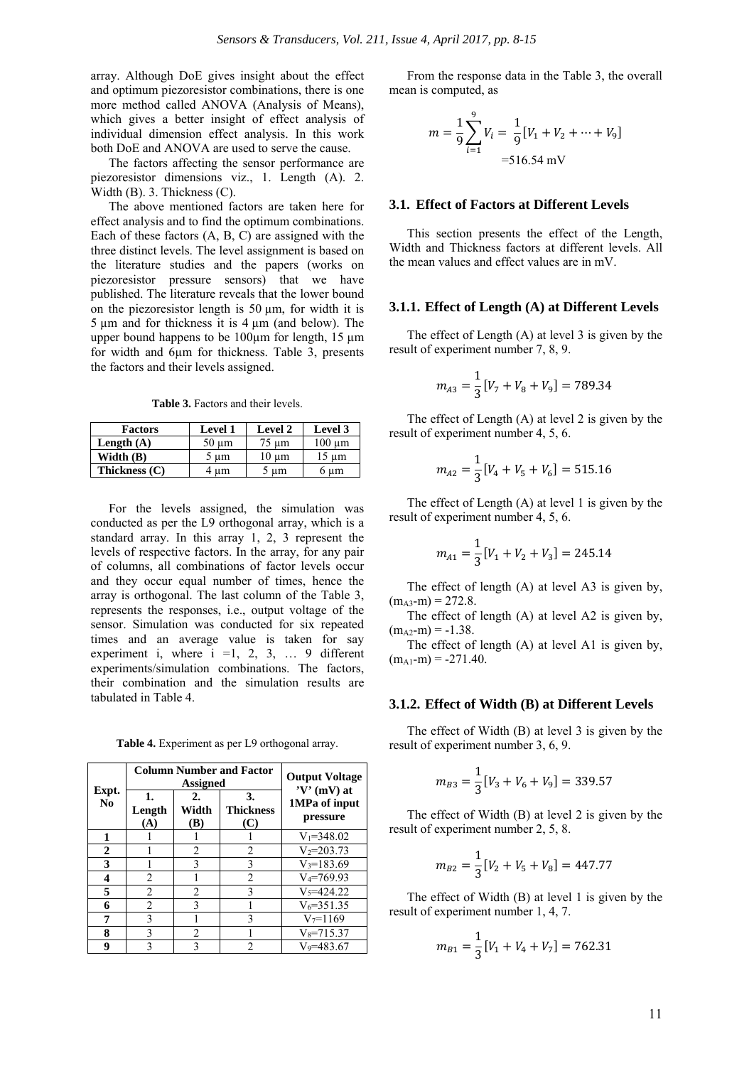array. Although DoE gives insight about the effect and optimum piezoresistor combinations, there is one more method called ANOVA (Analysis of Means), which gives a better insight of effect analysis of individual dimension effect analysis. In this work both DoE and ANOVA are used to serve the cause.

The factors affecting the sensor performance are piezoresistor dimensions viz., 1. Length (A). 2. Width (B). 3. Thickness (C).

The above mentioned factors are taken here for effect analysis and to find the optimum combinations. Each of these factors (A, B, C) are assigned with the three distinct levels. The level assignment is based on the literature studies and the papers (works on piezoresistor pressure sensors) that we have published. The literature reveals that the lower bound on the piezoresistor length is 50 µm, for width it is 5 µm and for thickness it is 4 µm (and below). The upper bound happens to be 100µm for length, 15 µm for width and 6µm for thickness. Table 3, presents the factors and their levels assigned.

**Table 3.** Factors and their levels.

| Factors | Level 1 | Level 2 | Level 3 |
|---|---|---|---|
| **Length (A)** | 50 µm | 75 µm | 100 µm |
| **Width (B)** | 5 µm | 10 µm | 15 µm |
| **Thickness (C)** | 4 µm | 5 µm | 6 µm |

For the levels assigned, the simulation was conducted as per the L9 orthogonal array, which is a standard array. In this array 1, 2, 3 represent the levels of respective factors. In the array, for any pair of columns, all combinations of factor levels occur and they occur equal number of times, hence the array is orthogonal. The last column of the Table 3, represents the responses, i.e., output voltage of the sensor. Simulation was conducted for six repeated times and an average value is taken for say experiment i, where i =1, 2, 3, … 9 different experiments/simulation combinations. The factors, their combination and the simulation results are tabulated in Table 4.

**Table 4.** Experiment as per L9 orthogonal array.

| Expt. No | Column Number and Factor Assigned | | | Output Voltage 'V' (mV) at 1MPa of input pressure |
|---|---|---|---|---|
| | 1. Length (A) | 2. Width (B) | 3. Thickness (C) | |
| **1** | 1 | 1 | 1 | $V_1$=348.02 |
| **2** | 1 | 2 | 2 | $V_2$=203.73 |
| **3** | 1 | 3 | 3 | $V_3$=183.69 |
| **4** | 2 | 1 | 2 | $V_4$=769.93 |
| **5** | 2 | 2 | 3 | $V_5$=424.22 |
| **6** | 2 | 3 | 1 | $V_6$=351.35 |
| **7** | 3 | 1 | 3 | $V_7$=1169 |
| **8** | 3 | 2 | 1 | $V_8$=715.37 |
| **9** | 3 | 3 | 2 | $V_9$=483.67 |

From the response data in the Table 3, the overall mean is computed, as

$$m = \frac{1}{9}\sum_{i=1}^{9} V_i = \frac{1}{9}[V_1 + V_2 + \cdots + V_9]$$
$$=516.54 \text{ mV}$$

### 3.1. Effect of Factors at Different Levels

This section presents the effect of the Length, Width and Thickness factors at different levels. All the mean values and effect values are in mV.

#### 3.1.1. Effect of Length (A) at Different Levels

The effect of Length (A) at level 3 is given by the result of experiment number 7, 8, 9.

$$m_{A3} = \frac{1}{3}[V_7 + V_8 + V_9] = 789.34$$

The effect of Length (A) at level 2 is given by the result of experiment number 4, 5, 6.

$$m_{A2} = \frac{1}{3}[V_4 + V_5 + V_6] = 515.16$$

The effect of Length (A) at level 1 is given by the result of experiment number 4, 5, 6.

$$m_{A1} = \frac{1}{3}[V_1 + V_2 + V_3] = 245.14$$

The effect of length (A) at level A3 is given by, $(m_{A3}\text{-}m) = 272.8$.

The effect of length (A) at level A2 is given by, $(m_{A2}\text{-}m) = -1.38$.

The effect of length (A) at level A1 is given by, $(m_{A1}\text{-}m) = -271.40$.

#### 3.1.2. Effect of Width (B) at Different Levels

The effect of Width (B) at level 3 is given by the result of experiment number 3, 6, 9.

$$m_{B3} = \frac{1}{3}[V_3 + V_6 + V_9] = 339.57$$

The effect of Width (B) at level 2 is given by the result of experiment number 2, 5, 8.

$$m_{B2} = \frac{1}{3}[V_2 + V_5 + V_8] = 447.77$$

The effect of Width (B) at level 1 is given by the result of experiment number 1, 4, 7.

$$m_{B1} = \frac{1}{3}[V_1 + V_4 + V_7] = 762.31$$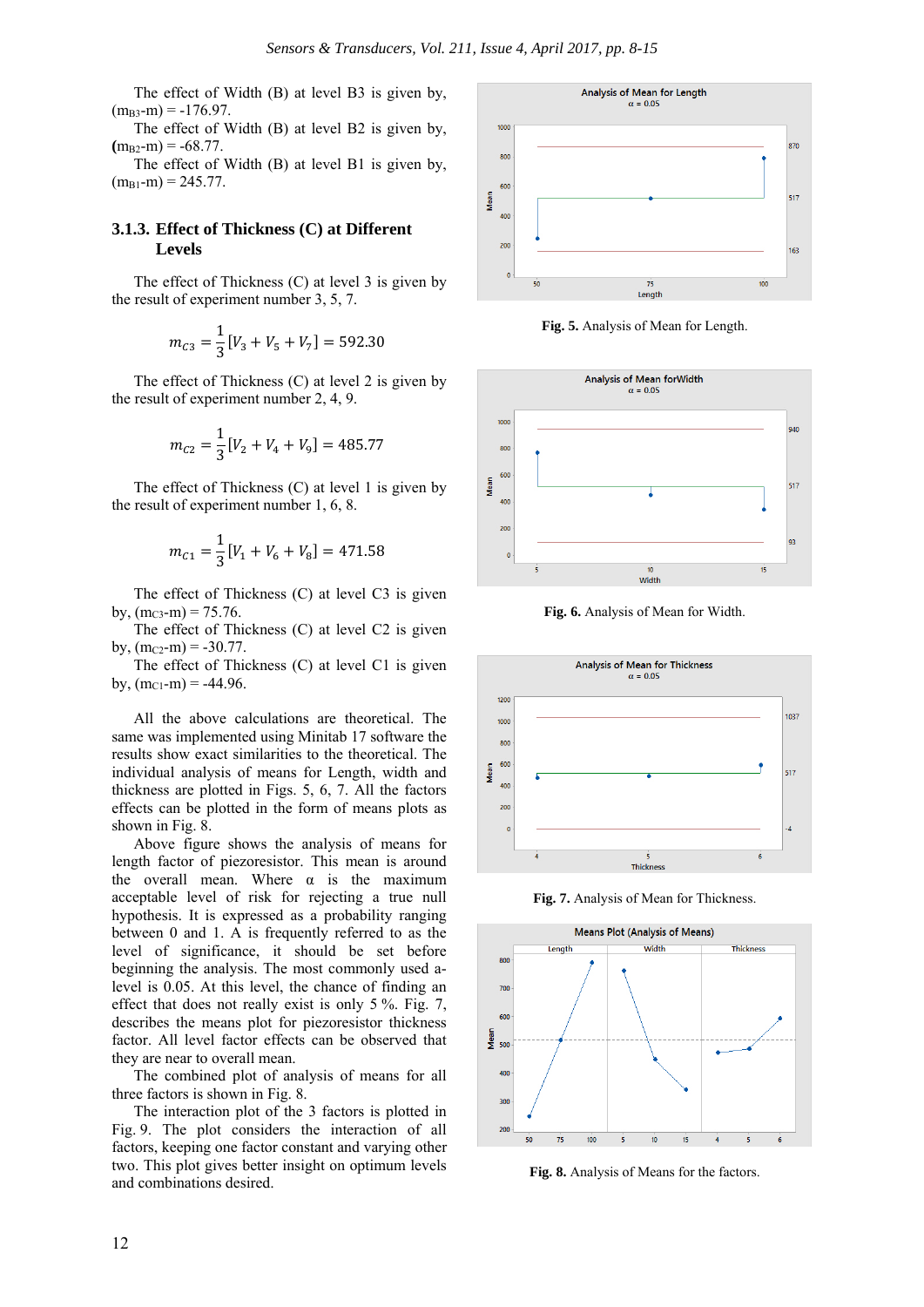The effect of Width (B) at level B3 is given by, $(m_{B3}\text{-}m) = -176.97$.

The effect of Width (B) at level B2 is given by, $(m_{B2}\text{-}m) = -68.77$.

The effect of Width (B) at level B1 is given by, $(m_{B1}\text{-}m) = 245.77$.

### 3.1.3. Effect of Thickness (C) at Different Levels

The effect of Thickness (C) at level 3 is given by the result of experiment number 3, 5, 7.

$$m_{C3} = \frac{1}{3}[V_3 + V_5 + V_7] = 592.30$$

The effect of Thickness (C) at level 2 is given by the result of experiment number 2, 4, 9.

$$m_{C2} = \frac{1}{3}[V_2 + V_4 + V_9] = 485.77$$

The effect of Thickness (C) at level 1 is given by the result of experiment number 1, 6, 8.

$$m_{C1} = \frac{1}{3}[V_1 + V_6 + V_8] = 471.58$$

The effect of Thickness (C) at level C3 is given by, $(m_{C3}\text{-}m) = 75.76$.

The effect of Thickness (C) at level C2 is given by, $(m_{C2}\text{-}m) = -30.77$.

The effect of Thickness (C) at level C1 is given by, $(m_{C1}\text{-}m) = -44.96$.

All the above calculations are theoretical. The same was implemented using Minitab 17 software the results show exact similarities to the theoretical. The individual analysis of means for Length, width and thickness are plotted in Figs. 5, 6, 7. All the factors effects can be plotted in the form of means plots as shown in Fig. 8.

Above figure shows the analysis of means for length factor of piezoresistor. This mean is around the overall mean. Where α is the maximum acceptable level of risk for rejecting a true null hypothesis. It is expressed as a probability ranging between 0 and 1. A is frequently referred to as the level of significance, it should be set before beginning the analysis. The most commonly used a-level is 0.05. At this level, the chance of finding an effect that does not really exist is only 5 %. Fig. 7, describes the means plot for piezoresistor thickness factor. All level factor effects can be observed that they are near to overall mean.

The combined plot of analysis of means for all three factors is shown in Fig. 8.

The interaction plot of the 3 factors is plotted in Fig. 9. The plot considers the interaction of all factors, keeping one factor constant and varying other two. This plot gives better insight on optimum levels and combinations desired.

Analysis of Mean for Length
α = 0.05
Mean
Length
870
517
163

**Fig. 5.** Analysis of Mean for Length.

Analysis of Mean forWidth
α = 0.05
Mean
Width
940
517
93

**Fig. 6.** Analysis of Mean for Width.

Analysis of Mean for Thickness
α = 0.05
Mean
Thickness
1037
517
-4

**Fig. 7.** Analysis of Mean for Thickness.

Means Plot (Analysis of Means)
Length
Width
Thickness
Mean

**Fig. 8.** Analysis of Means for the factors.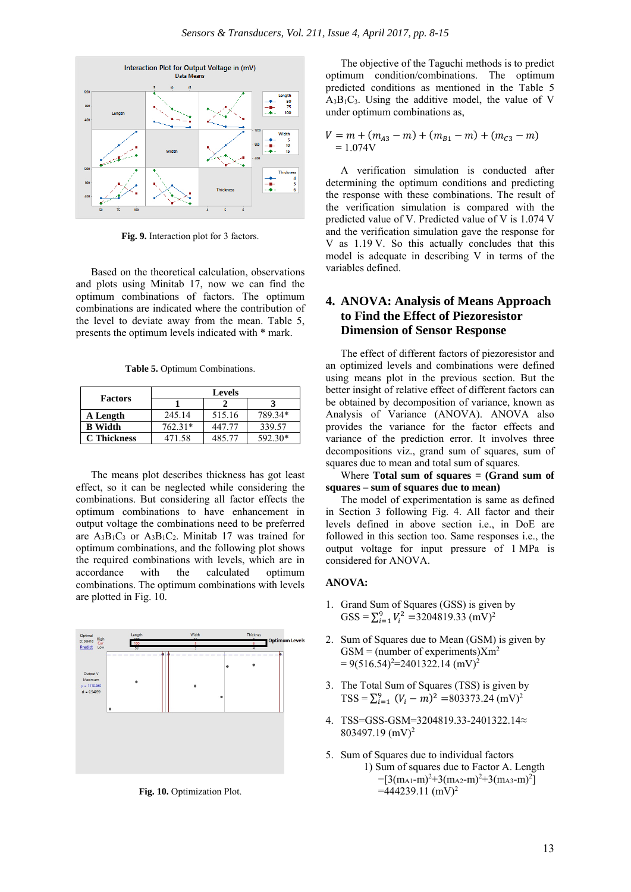Interaction Plot for Output Voltage in (mV)

Data Means

Length

Width

Thickness

Length
50
75
100

Width
5
10
15

Thickness
4
5
6

**Fig. 9.** Interaction plot for 3 factors.

Based on the theoretical calculation, observations and plots using Minitab 17, now we can find the optimum combinations of factors. The optimum combinations are indicated where the contribution of the level to deviate away from the mean. Table 5, presents the optimum levels indicated with * mark.

**Table 5.** Optimum Combinations.

| Factors | Levels | | |
|---|---|---|---|
| | 1 | 2 | 3 |
| **A Length** | 245.14 | 515.16 | 789.34* |
| **B Width** | 762.31* | 447.77 | 339.57 |
| **C Thickness** | 471.58 | 485.77 | 592.30* |

The means plot describes thickness has got least effect, so it can be neglected while considering the combinations. But considering all factor effects the optimum combinations to have enhancement in output voltage the combinations need to be preferred are $A_3B_1C_3$ or $A_3B_1C_2$. Minitab 17 was trained for optimum combinations, and the following plot shows the required combinations with levels, which are in accordance with the calculated optimum combinations. The optimum combinations with levels are plotted in Fig. 10.

Optimum Levels

**Fig. 10.** Optimization Plot.

The objective of the Taguchi methods is to predict optimum condition/combinations. The optimum predicted conditions as mentioned in the Table 5 $A_3B_1C_3$. Using the additive model, the value of V under optimum combinations as,

$$V = m + (m_{A3} - m) + (m_{B1} - m) + (m_{C3} - m) = 1.074\text{V}$$

A verification simulation is conducted after determining the optimum conditions and predicting the response with these combinations. The result of the verification simulation is compared with the predicted value of V. Predicted value of V is 1.074 V and the verification simulation gave the response for V as 1.19 V. So this actually concludes that this model is adequate in describing V in terms of the variables defined.

## 4. ANOVA: Analysis of Means Approach to Find the Effect of Piezoresistor Dimension of Sensor Response

The effect of different factors of piezoresistor and an optimized levels and combinations were defined using means plot in the previous section. But the better insight of relative effect of different factors can be obtained by decomposition of variance, known as Analysis of Variance (ANOVA). ANOVA also provides the variance for the factor effects and variance of the prediction error. It involves three decompositions viz., grand sum of squares, sum of squares due to mean and total sum of squares.

Where **Total sum of squares = (Grand sum of squares – sum of squares due to mean)**

The model of experimentation is same as defined in Section 3 following Fig. 4. All factor and their levels defined in above section i.e., in DoE are followed in this section too. Same responses i.e., the output voltage for input pressure of 1 MPa is considered for ANOVA.

**ANOVA:**

1. Grand Sum of Squares (GSS) is given by
   GSS = $\sum_{i=1}^{9} V_i^2$ =3204819.33 (mV)$^2$

2. Sum of Squares due to Mean (GSM) is given by
   GSM = (number of experiments)X$m^2$
   = 9(516.54)$^2$=2401322.14 (mV)$^2$

3. The Total Sum of Squares (TSS) is given by
   TSS = $\sum_{i=1}^{9} (V_i - m)^2$ =803373.24 (mV)$^2$

4. TSS=GSS-GSM=3204819.33-2401322.14≈ 803497.19 (mV)$^2$

5. Sum of Squares due to individual factors
   1) Sum of squares due to Factor A. Length
   =[3($m_{A1}$-m)$^2$+3($m_{A2}$-m)$^2$+3($m_{A3}$-m)$^2$]
   =444239.11 (mV)$^2$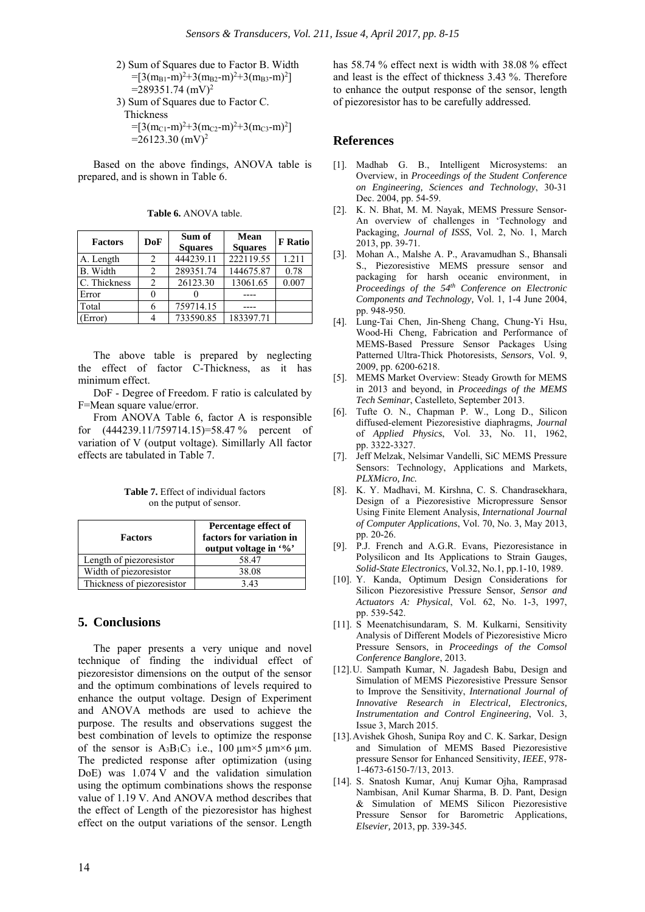2) Sum of Squares due to Factor B. Width
$=[3(m_{B1}-m)^2+3(m_{B2}-m)^2+3(m_{B3}-m)^2]$
$=289351.74\ (mV)^2$

3) Sum of Squares due to Factor C. Thickness
$=[3(m_{C1}-m)^2+3(m_{C2}-m)^2+3(m_{C3}-m)^2]$
$=26123.30\ (mV)^2$

Based on the above findings, ANOVA table is prepared, and is shown in Table 6.

**Table 6.** ANOVA table.

| Factors | DoF | Sum of Squares | Mean Squares | F Ratio |
|---|---|---|---|---|
| A. Length | 2 | 444239.11 | 222119.55 | 1.211 |
| B. Width | 2 | 289351.74 | 144675.87 | 0.78 |
| C. Thickness | 2 | 26123.30 | 13061.65 | 0.007 |
| Error | 0 | 0 | ---- | |
| Total | 6 | 759714.15 | ---- | |
| (Error) | 4 | 733590.85 | 183397.71 | |

The above table is prepared by neglecting the effect of factor C-Thickness, as it has minimum effect.

DoF - Degree of Freedom. F ratio is calculated by F=Mean square value/error.

From ANOVA Table 6, factor A is responsible for (444239.11/759714.15)=58.47 % percent of variation of V (output voltage). Simillarly All factor effects are tabulated in Table 7.

**Table 7.** Effect of individual factors on the putput of sensor.

| Factors | Percentage effect of factors for variation in output voltage in '%' |
|---|---|
| Length of piezoresistor | 58.47 |
| Width of piezoresistor | 38.08 |
| Thickness of piezoresistor | 3.43 |

## 5. Conclusions

The paper presents a very unique and novel technique of finding the individual effect of piezoresistor dimensions on the output of the sensor and the optimum combinations of levels required to enhance the output voltage. Design of Experiment and ANOVA methods are used to achieve the purpose. The results and observations suggest the best combination of levels to optimize the response of the sensor is $A_3B_1C_3$ i.e., 100 µm×5 µm×6 µm. The predicted response after optimization (using DoE) was 1.074 V and the validation simulation using the optimum combinations shows the response value of 1.19 V. And ANOVA method describes that the effect of Length of the piezoresistor has highest effect on the output variations of the sensor. Length has 58.74 % effect next is width with 38.08 % effect and least is the effect of thickness 3.43 %. Therefore to enhance the output response of the sensor, length of piezoresistor has to be carefully addressed.

## References

[1]. Madhab G. B., Intelligent Microsystems: an Overview, in *Proceedings of the Student Conference on Engineering, Sciences and Technology*, 30-31 Dec. 2004, pp. 54-59.

[2]. K. N. Bhat, M. M. Nayak, MEMS Pressure Sensor- An overview of challenges in 'Technology and Packaging, *Journal of ISSS*, Vol. 2, No. 1, March 2013, pp. 39-71.

[3]. Mohan A., Malshe A. P., Aravamudhan S., Bhansali S., Piezoresistive MEMS pressure sensor and packaging for harsh oceanic environment, in *Proceedings of the 54th Conference on Electronic Components and Technology,* Vol. 1, 1-4 June 2004, pp. 948-950.

[4]. Lung-Tai Chen, Jin-Sheng Chang, Chung-Yi Hsu, Wood-Hi Cheng, Fabrication and Performance of MEMS-Based Pressure Sensor Packages Using Patterned Ultra-Thick Photoresists, *Sensors*, Vol. 9, 2009, pp. 6200-6218.

[5]. MEMS Market Overview: Steady Growth for MEMS in 2013 and beyond, in *Proceedings of the MEMS Tech Seminar*, Castelleto, September 2013.

[6]. Tufte O. N., Chapman P. W., Long D., Silicon diffused-element Piezoresistive diaphragms, *Journal* of *Applied Physics*, Vol. 33, No. 11, 1962, pp. 3322-3327.

[7]. Jeff Melzak, Nelsimar Vandelli, SiC MEMS Pressure Sensors: Technology, Applications and Markets, *PLXMicro, Inc.*

[8]. K. Y. Madhavi, M. Kirshna, C. S. Chandrasekhara, Design of a Piezoresistive Micropressure Sensor Using Finite Element Analysis, *International Journal of Computer Applications*, Vol. 70, No. 3, May 2013, pp. 20-26.

[9]. P.J. French and A.G.R. Evans, Piezoresistance in Polysilicon and Its Applications to Strain Gauges, *Solid-State Electronics*, Vol.32, No.1, pp.1-10, 1989.

[10]. Y. Kanda, Optimum Design Considerations for Silicon Piezoresistive Pressure Sensor, *Sensor and Actuators A: Physical*, Vol. 62, No. 1-3, 1997, pp. 539-542.

[11]. S Meenatchisundaram, S. M. Kulkarni, Sensitivity Analysis of Different Models of Piezoresistive Micro Pressure Sensors, in *Proceedings of the Comsol Conference Banglore*, 2013.

[12]. U. Sampath Kumar, N. Jagadesh Babu, Design and Simulation of MEMS Piezoresistive Pressure Sensor to Improve the Sensitivity, *International Journal of Innovative Research in Electrical, Electronics, Instrumentation and Control Engineering*, Vol. 3, Issue 3, March 2015.

[13]. Avishek Ghosh, Sunipa Roy and C. K. Sarkar, Design and Simulation of MEMS Based Piezoresistive pressure Sensor for Enhanced Sensitivity, *IEEE*, 978-1-4673-6150-7/13, 2013.

[14]. S. Snatosh Kumar, Anuj Kumar Ojha, Ramprasad Nambisan, Anil Kumar Sharma, B. D. Pant, Design & Simulation of MEMS Silicon Piezoresistive Pressure Sensor for Barometric Applications, *Elsevier,* 2013, pp. 339-345.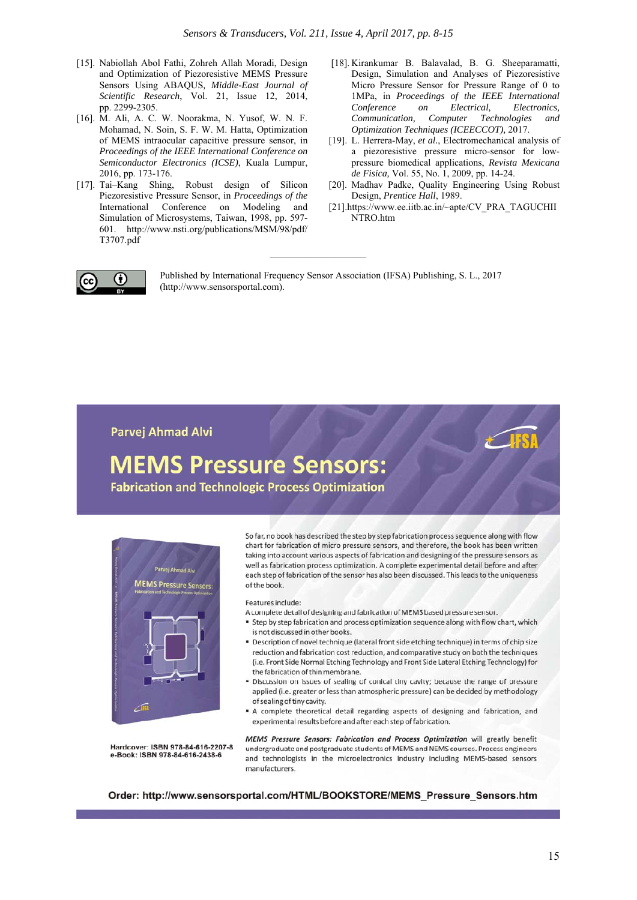[15]. Nabiollah Abol Fathi, Zohreh Allah Moradi, Design and Optimization of Piezoresistive MEMS Pressure Sensors Using ABAQUS, *Middle-East Journal of Scientific Research*, Vol. 21, Issue 12, 2014, pp. 2299-2305.

[16]. M. Ali, A. C. W. Noorakma, N. Yusof, W. N. F. Mohamad, N. Soin, S. F. W. M. Hatta, Optimization of MEMS intraocular capacitive pressure sensor, in *Proceedings of the IEEE International Conference on Semiconductor Electronics (ICSE)*, Kuala Lumpur, 2016, pp. 173-176.

[17]. Tai–Kang Shing, Robust design of Silicon Piezoresistive Pressure Sensor, in *Proceedings of the* International Conference on Modeling and Simulation of Microsystems, Taiwan, 1998, pp. 597-601. http://www.nsti.org/publications/MSM/98/pdf/T3707.pdf

[18]. Kirankumar B. Balavalad, B. G. Sheeparamatti, Design, Simulation and Analyses of Piezoresistive Micro Pressure Sensor for Pressure Range of 0 to 1MPa, in *Proceedings of the IEEE International Conference on Electrical, Electronics, Communication, Computer Technologies and Optimization Techniques (ICEECCOT)*, 2017.

[19]. L. Herrera-May, *et al.*, Electromechanical analysis of a piezoresistive pressure micro-sensor for low-pressure biomedical applications, *Revista Mexicana de Fisica,* Vol. 55, No. 1, 2009, pp. 14-24.

[20]. Madhav Padke, Quality Engineering Using Robust Design, *Prentice Hall*, 1989.

[21]. https://www.ee.iitb.ac.in/~apte/CV_PRA_TAGUCHIINTRO.htm

---

Published by International Frequency Sensor Association (IFSA) Publishing, S. L., 2017 (http://www.sensorsportal.com).

Parvej Ahmad Alvi

# MEMS Pressure Sensors:

## Fabrication and Technologic Process Optimization

So far, no book has described the step by step fabrication process sequence along with flow chart for fabrication of micro pressure sensors, and therefore, the book has been written taking into account various aspects of fabrication and designing of the pressure sensors as well as fabrication process optimization. A complete experimental detail before and after each step of fabrication of the sensor has also been discussed. This leads to the uniqueness of the book.

Features include:

A complete detail of designing and fabrication of MEMS based pressure sensor.

- Step by step fabrication and process optimization sequence along with flow chart, which is not discussed in other books.
- Description of novel technique (lateral front side etching technique) in terms of chip size reduction and fabrication cost reduction, and comparative study on both the techniques (i.e. Front Side Normal Etching Technology and Front Side Lateral Etching Technology) for the fabrication of thin membrane.
- Discussion on issues of sealing of conical tiny cavity; because the range of pressure applied (i.e. greater or less than atmospheric pressure) can be decided by methodology of sealing of tiny cavity.
- A complete theoretical detail regarding aspects of designing and fabrication, and experimental results before and after each step of fabrication.

*MEMS Pressure Sensors: Fabrication and Process Optimization* will greatly benefit undergraduate and postgraduate students of MEMS and NEMS courses. Process engineers and technologists in the microelectronics industry including MEMS-based sensors manufacturers.

Hardcover: ISBN 978-84-616-2207-8
e-Book: ISBN 978-84-616-2438-6

**Order: http://www.sensorsportal.com/HTML/BOOKSTORE/MEMS_Pressure_Sensors.htm**